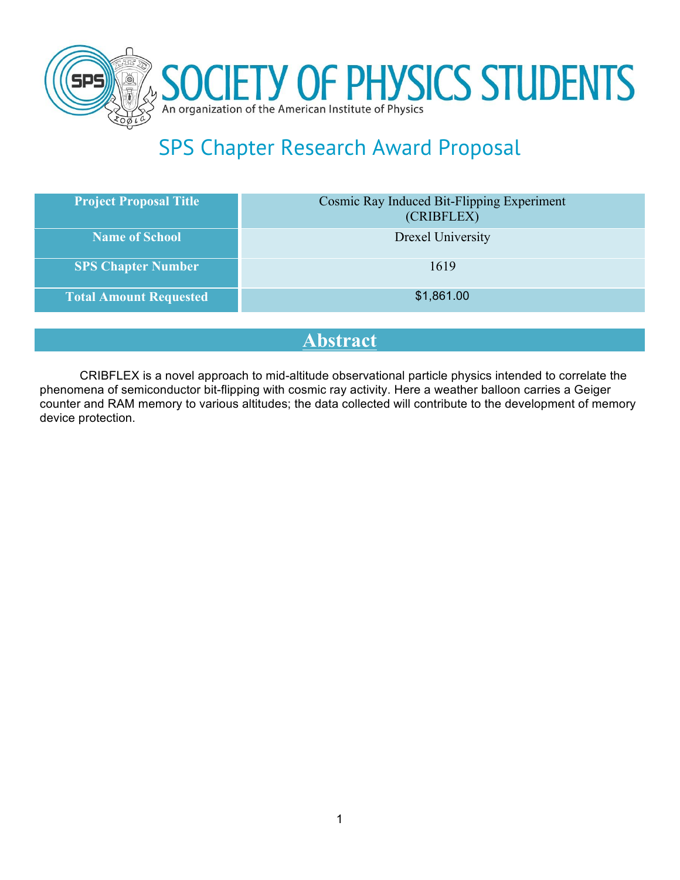# SOCIETY OF PHYSICS STUDENTS

An organization of the American Institute of Physics

## SPS Chapter Research Award Proposal

| Project Proposal Title | Cosmic Ray Induced Bit-Flipping Experiment (CRIBFLEX) |
|---|---|
| Name of School | Drexel University |
| SPS Chapter Number | 1619 |
| Total Amount Requested | $1,861.00 |

## Abstract

CRIBFLEX is a novel approach to mid-altitude observational particle physics intended to correlate the phenomena of semiconductor bit-flipping with cosmic ray activity. Here a weather balloon carries a Geiger counter and RAM memory to various altitudes; the data collected will contribute to the development of memory device protection.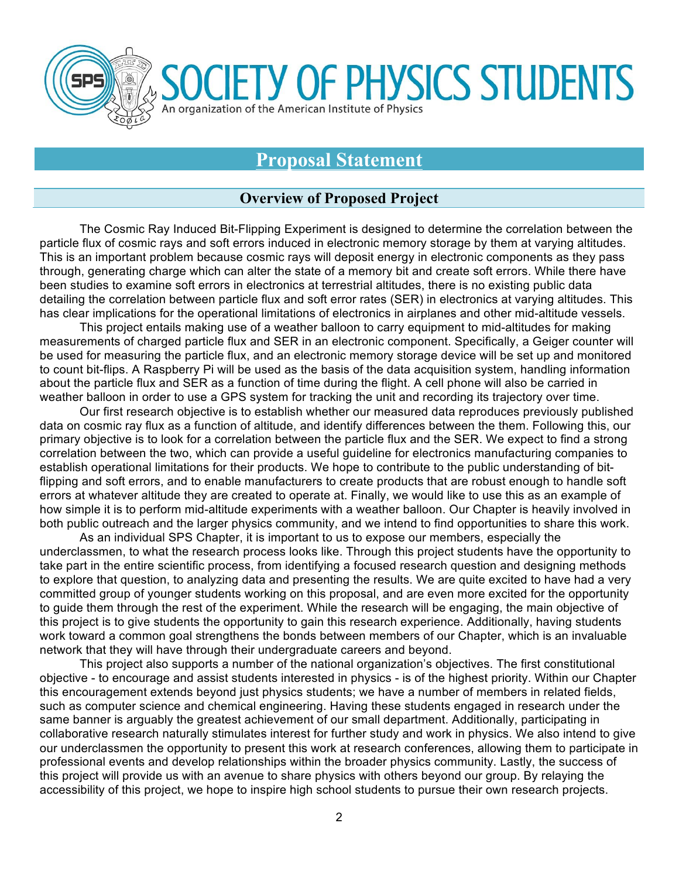# Proposal Statement

## Overview of Proposed Project

The Cosmic Ray Induced Bit-Flipping Experiment is designed to determine the correlation between the particle flux of cosmic rays and soft errors induced in electronic memory storage by them at varying altitudes. This is an important problem because cosmic rays will deposit energy in electronic components as they pass through, generating charge which can alter the state of a memory bit and create soft errors. While there have been studies to examine soft errors in electronics at terrestrial altitudes, there is no existing public data detailing the correlation between particle flux and soft error rates (SER) in electronics at varying altitudes. This has clear implications for the operational limitations of electronics in airplanes and other mid-altitude vessels.

This project entails making use of a weather balloon to carry equipment to mid-altitudes for making measurements of charged particle flux and SER in an electronic component. Specifically, a Geiger counter will be used for measuring the particle flux, and an electronic memory storage device will be set up and monitored to count bit-flips. A Raspberry Pi will be used as the basis of the data acquisition system, handling information about the particle flux and SER as a function of time during the flight. A cell phone will also be carried in weather balloon in order to use a GPS system for tracking the unit and recording its trajectory over time.

Our first research objective is to establish whether our measured data reproduces previously published data on cosmic ray flux as a function of altitude, and identify differences between the them. Following this, our primary objective is to look for a correlation between the particle flux and the SER. We expect to find a strong correlation between the two, which can provide a useful guideline for electronics manufacturing companies to establish operational limitations for their products. We hope to contribute to the public understanding of bit-flipping and soft errors, and to enable manufacturers to create products that are robust enough to handle soft errors at whatever altitude they are created to operate at. Finally, we would like to use this as an example of how simple it is to perform mid-altitude experiments with a weather balloon. Our Chapter is heavily involved in both public outreach and the larger physics community, and we intend to find opportunities to share this work.

As an individual SPS Chapter, it is important to us to expose our members, especially the underclassmen, to what the research process looks like. Through this project students have the opportunity to take part in the entire scientific process, from identifying a focused research question and designing methods to explore that question, to analyzing data and presenting the results. We are quite excited to have had a very committed group of younger students working on this proposal, and are even more excited for the opportunity to guide them through the rest of the experiment. While the research will be engaging, the main objective of this project is to give students the opportunity to gain this research experience. Additionally, having students work toward a common goal strengthens the bonds between members of our Chapter, which is an invaluable network that they will have through their undergraduate careers and beyond.

This project also supports a number of the national organization's objectives. The first constitutional objective - to encourage and assist students interested in physics - is of the highest priority. Within our Chapter this encouragement extends beyond just physics students; we have a number of members in related fields, such as computer science and chemical engineering. Having these students engaged in research under the same banner is arguably the greatest achievement of our small department. Additionally, participating in collaborative research naturally stimulates interest for further study and work in physics. We also intend to give our underclassmen the opportunity to present this work at research conferences, allowing them to participate in professional events and develop relationships within the broader physics community. Lastly, the success of this project will provide us with an avenue to share physics with others beyond our group. By relaying the accessibility of this project, we hope to inspire high school students to pursue their own research projects.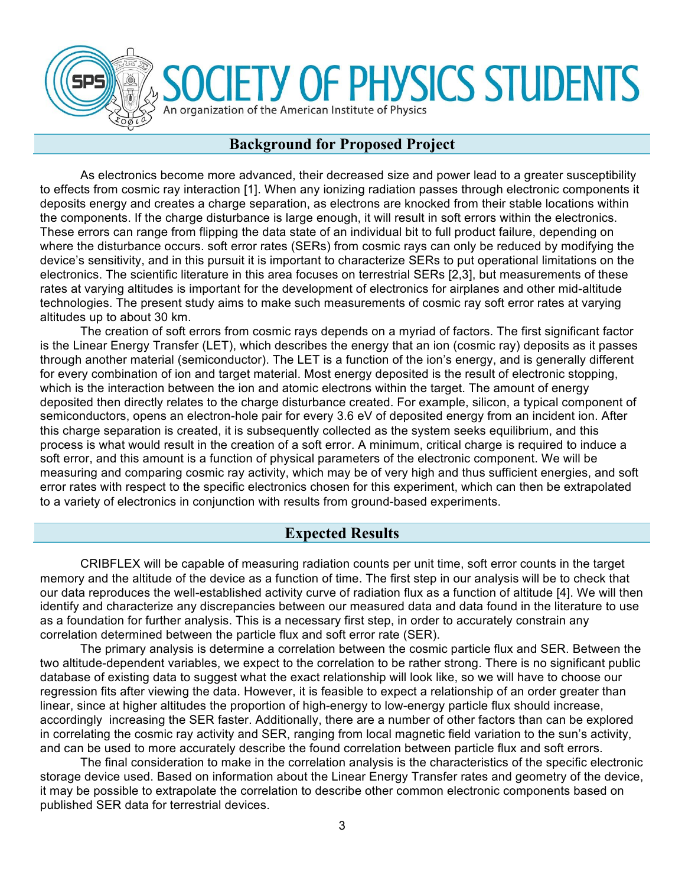## Background for Proposed Project

As electronics become more advanced, their decreased size and power lead to a greater susceptibility to effects from cosmic ray interaction [1]. When any ionizing radiation passes through electronic components it deposits energy and creates a charge separation, as electrons are knocked from their stable locations within the components. If the charge disturbance is large enough, it will result in soft errors within the electronics. These errors can range from flipping the data state of an individual bit to full product failure, depending on where the disturbance occurs. soft error rates (SERs) from cosmic rays can only be reduced by modifying the device's sensitivity, and in this pursuit it is important to characterize SERs to put operational limitations on the electronics. The scientific literature in this area focuses on terrestrial SERs [2,3], but measurements of these rates at varying altitudes is important for the development of electronics for airplanes and other mid-altitude technologies. The present study aims to make such measurements of cosmic ray soft error rates at varying altitudes up to about 30 km.

The creation of soft errors from cosmic rays depends on a myriad of factors. The first significant factor is the Linear Energy Transfer (LET), which describes the energy that an ion (cosmic ray) deposits as it passes through another material (semiconductor). The LET is a function of the ion's energy, and is generally different for every combination of ion and target material. Most energy deposited is the result of electronic stopping, which is the interaction between the ion and atomic electrons within the target. The amount of energy deposited then directly relates to the charge disturbance created. For example, silicon, a typical component of semiconductors, opens an electron-hole pair for every 3.6 eV of deposited energy from an incident ion. After this charge separation is created, it is subsequently collected as the system seeks equilibrium, and this process is what would result in the creation of a soft error. A minimum, critical charge is required to induce a soft error, and this amount is a function of physical parameters of the electronic component. We will be measuring and comparing cosmic ray activity, which may be of very high and thus sufficient energies, and soft error rates with respect to the specific electronics chosen for this experiment, which can then be extrapolated to a variety of electronics in conjunction with results from ground-based experiments.

## Expected Results

CRIBFLEX will be capable of measuring radiation counts per unit time, soft error counts in the target memory and the altitude of the device as a function of time. The first step in our analysis will be to check that our data reproduces the well-established activity curve of radiation flux as a function of altitude [4]. We will then identify and characterize any discrepancies between our measured data and data found in the literature to use as a foundation for further analysis. This is a necessary first step, in order to accurately constrain any correlation determined between the particle flux and soft error rate (SER).

The primary analysis is determine a correlation between the cosmic particle flux and SER. Between the two altitude-dependent variables, we expect to the correlation to be rather strong. There is no significant public database of existing data to suggest what the exact relationship will look like, so we will have to choose our regression fits after viewing the data. However, it is feasible to expect a relationship of an order greater than linear, since at higher altitudes the proportion of high-energy to low-energy particle flux should increase, accordingly increasing the SER faster. Additionally, there are a number of other factors than can be explored in correlating the cosmic ray activity and SER, ranging from local magnetic field variation to the sun's activity, and can be used to more accurately describe the found correlation between particle flux and soft errors.

The final consideration to make in the correlation analysis is the characteristics of the specific electronic storage device used. Based on information about the Linear Energy Transfer rates and geometry of the device, it may be possible to extrapolate the correlation to describe other common electronic components based on published SER data for terrestrial devices.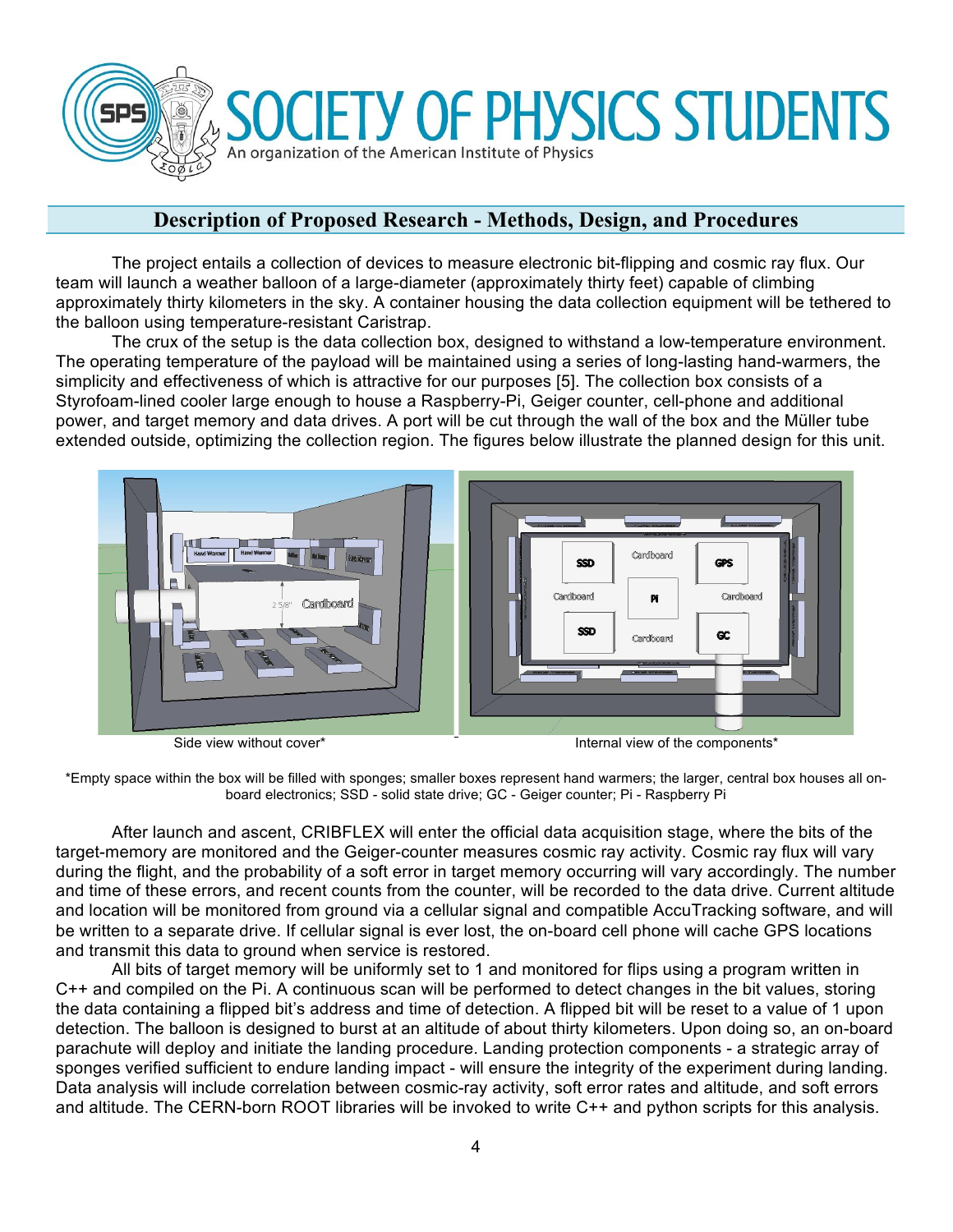## Description of Proposed Research - Methods, Design, and Procedures

The project entails a collection of devices to measure electronic bit-flipping and cosmic ray flux. Our team will launch a weather balloon of a large-diameter (approximately thirty feet) capable of climbing approximately thirty kilometers in the sky. A container housing the data collection equipment will be tethered to the balloon using temperature-resistant Caristrap.

The crux of the setup is the data collection box, designed to withstand a low-temperature environment. The operating temperature of the payload will be maintained using a series of long-lasting hand-warmers, the simplicity and effectiveness of which is attractive for our purposes [5]. The collection box consists of a Styrofoam-lined cooler large enough to house a Raspberry-Pi, Geiger counter, cell-phone and additional power, and target memory and data drives. A port will be cut through the wall of the box and the Müller tube extended outside, optimizing the collection region. The figures below illustrate the planned design for this unit.

Side view without cover* | Internal view of the components*

*Empty space within the box will be filled with sponges; smaller boxes represent hand warmers; the larger, central box houses all on-board electronics; SSD - solid state drive; GC - Geiger counter; Pi - Raspberry Pi

After launch and ascent, CRIBFLEX will enter the official data acquisition stage, where the bits of the target-memory are monitored and the Geiger-counter measures cosmic ray activity. Cosmic ray flux will vary during the flight, and the probability of a soft error in target memory occurring will vary accordingly. The number and time of these errors, and recent counts from the counter, will be recorded to the data drive. Current altitude and location will be monitored from ground via a cellular signal and compatible AccuTracking software, and will be written to a separate drive. If cellular signal is ever lost, the on-board cell phone will cache GPS locations and transmit this data to ground when service is restored.

All bits of target memory will be uniformly set to 1 and monitored for flips using a program written in C++ and compiled on the Pi. A continuous scan will be performed to detect changes in the bit values, storing the data containing a flipped bit's address and time of detection. A flipped bit will be reset to a value of 1 upon detection. The balloon is designed to burst at an altitude of about thirty kilometers. Upon doing so, an on-board parachute will deploy and initiate the landing procedure. Landing protection components - a strategic array of sponges verified sufficient to endure landing impact - will ensure the integrity of the experiment during landing. Data analysis will include correlation between cosmic-ray activity, soft error rates and altitude, and soft errors and altitude. The CERN-born ROOT libraries will be invoked to write C++ and python scripts for this analysis.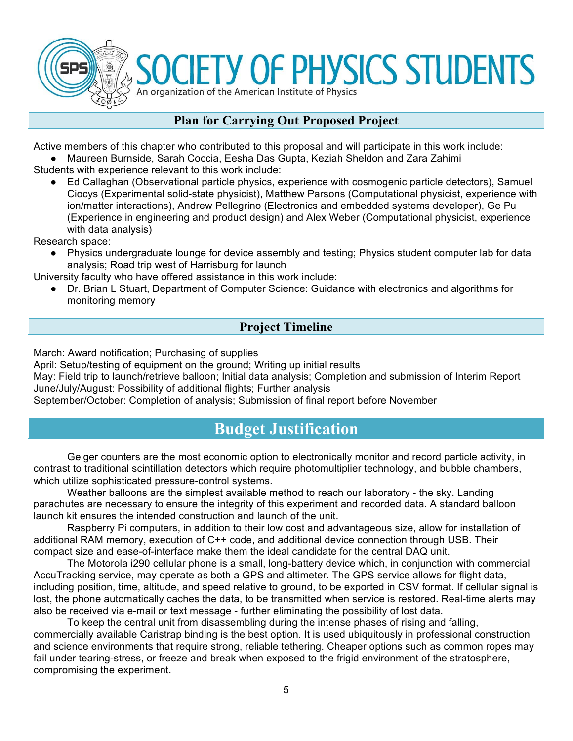## Plan for Carrying Out Proposed Project

Active members of this chapter who contributed to this proposal and will participate in this work include:

- Maureen Burnside, Sarah Coccia, Eesha Das Gupta, Keziah Sheldon and Zara Zahimi

Students with experience relevant to this work include:

- Ed Callaghan (Observational particle physics, experience with cosmogenic particle detectors), Samuel Ciocys (Experimental solid-state physicist), Matthew Parsons (Computational physicist, experience with ion/matter interactions), Andrew Pellegrino (Electronics and embedded systems developer), Ge Pu (Experience in engineering and product design) and Alex Weber (Computational physicist, experience with data analysis)

Research space:

- Physics undergraduate lounge for device assembly and testing; Physics student computer lab for data analysis; Road trip west of Harrisburg for launch

University faculty who have offered assistance in this work include:

- Dr. Brian L Stuart, Department of Computer Science: Guidance with electronics and algorithms for monitoring memory

## Project Timeline

March: Award notification; Purchasing of supplies
April: Setup/testing of equipment on the ground; Writing up initial results
May: Field trip to launch/retrieve balloon; Initial data analysis; Completion and submission of Interim Report
June/July/August: Possibility of additional flights; Further analysis
September/October: Completion of analysis; Submission of final report before November

# Budget Justification

Geiger counters are the most economic option to electronically monitor and record particle activity, in contrast to traditional scintillation detectors which require photomultiplier technology, and bubble chambers, which utilize sophisticated pressure-control systems.

Weather balloons are the simplest available method to reach our laboratory - the sky. Landing parachutes are necessary to ensure the integrity of this experiment and recorded data. A standard balloon launch kit ensures the intended construction and launch of the unit.

Raspberry Pi computers, in addition to their low cost and advantageous size, allow for installation of additional RAM memory, execution of C++ code, and additional device connection through USB. Their compact size and ease-of-interface make them the ideal candidate for the central DAQ unit.

The Motorola i290 cellular phone is a small, long-battery device which, in conjunction with commercial AccuTracking service, may operate as both a GPS and altimeter. The GPS service allows for flight data, including position, time, altitude, and speed relative to ground, to be exported in CSV format. If cellular signal is lost, the phone automatically caches the data, to be transmitted when service is restored. Real-time alerts may also be received via e-mail or text message - further eliminating the possibility of lost data.

To keep the central unit from disassembling during the intense phases of rising and falling, commercially available Caristrap binding is the best option. It is used ubiquitously in professional construction and science environments that require strong, reliable tethering. Cheaper options such as common ropes may fail under tearing-stress, or freeze and break when exposed to the frigid environment of the stratosphere, compromising the experiment.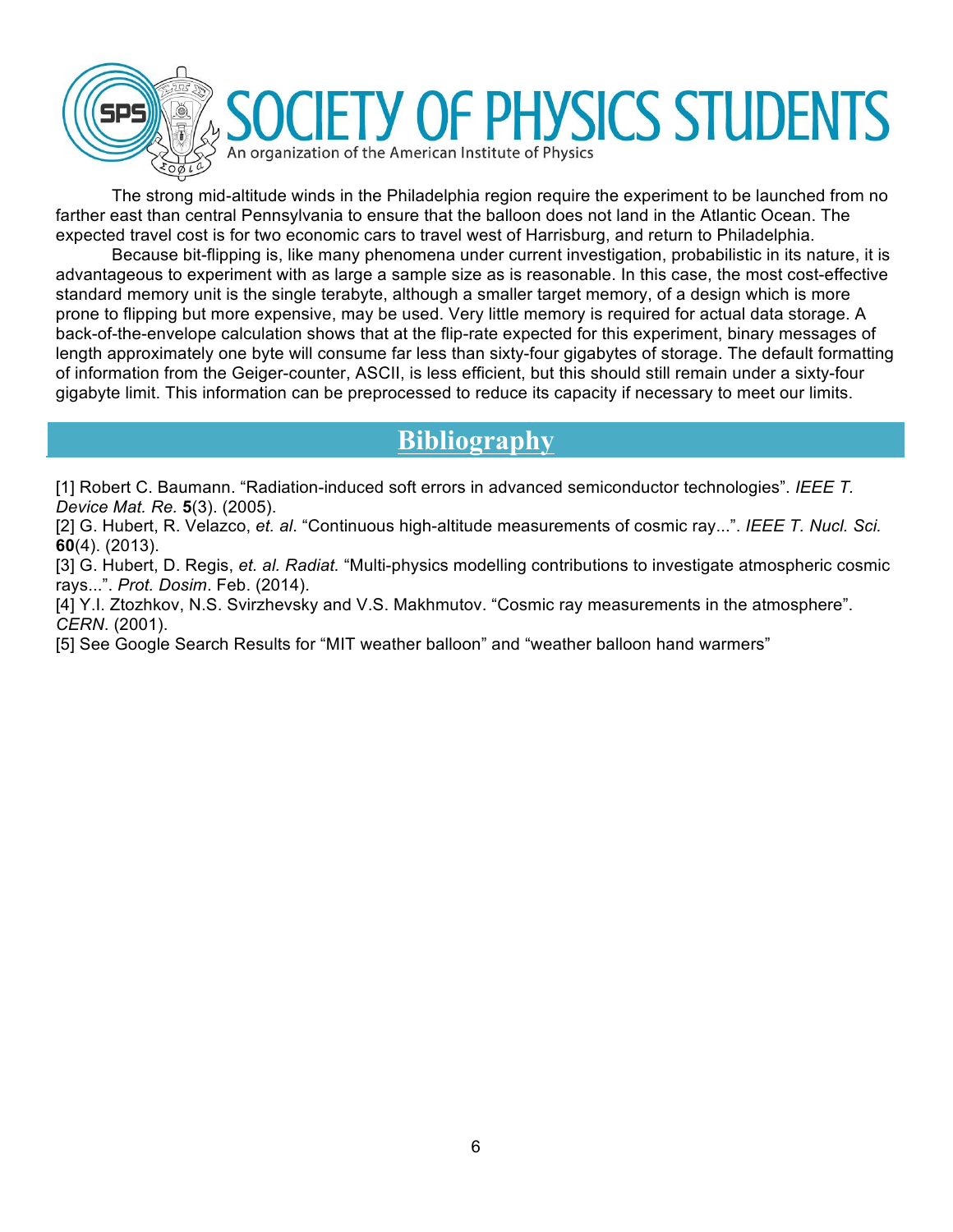The strong mid-altitude winds in the Philadelphia region require the experiment to be launched from no farther east than central Pennsylvania to ensure that the balloon does not land in the Atlantic Ocean. The expected travel cost is for two economic cars to travel west of Harrisburg, and return to Philadelphia.

Because bit-flipping is, like many phenomena under current investigation, probabilistic in its nature, it is advantageous to experiment with as large a sample size as is reasonable. In this case, the most cost-effective standard memory unit is the single terabyte, although a smaller target memory, of a design which is more prone to flipping but more expensive, may be used. Very little memory is required for actual data storage. A back-of-the-envelope calculation shows that at the flip-rate expected for this experiment, binary messages of length approximately one byte will consume far less than sixty-four gigabytes of storage. The default formatting of information from the Geiger-counter, ASCII, is less efficient, but this should still remain under a sixty-four gigabyte limit. This information can be preprocessed to reduce its capacity if necessary to meet our limits.

## Bibliography

[1] Robert C. Baumann. "Radiation-induced soft errors in advanced semiconductor technologies". *IEEE T. Device Mat. Re.* **5**(3). (2005).

[2] G. Hubert, R. Velazco, *et. al*. "Continuous high-altitude measurements of cosmic ray...". *IEEE T. Nucl. Sci.* **60**(4). (2013).

[3] G. Hubert, D. Regis, *et. al. Radiat.* "Multi-physics modelling contributions to investigate atmospheric cosmic rays...". *Prot. Dosim*. Feb. (2014).

[4] Y.I. Ztozhkov, N.S. Svirzhevsky and V.S. Makhmutov. "Cosmic ray measurements in the atmosphere". *CERN*. (2001).

[5] See Google Search Results for "MIT weather balloon" and "weather balloon hand warmers"